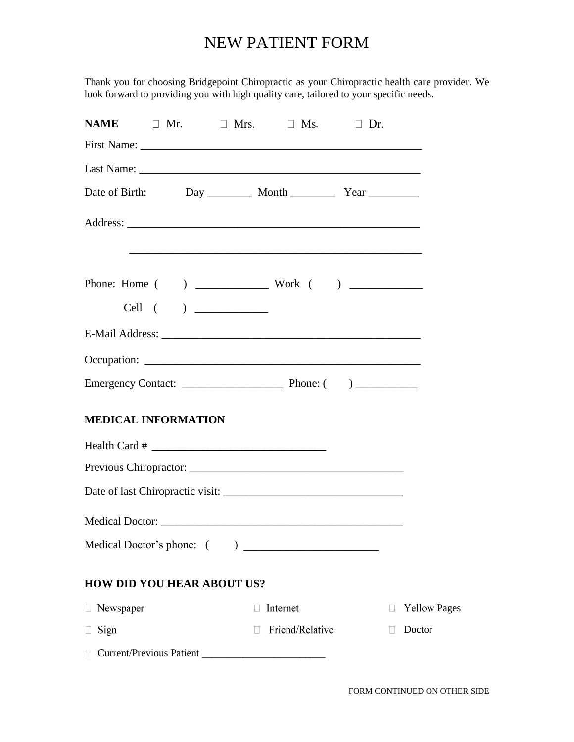# NEW PATIENT FORM

Thank you for choosing Bridgepoint Chiropractic as your Chiropractic health care provider. We look forward to providing you with high quality care, tailored to your specific needs.

**NAME** ☐ Mr. ☐ Mrs. ☐ Ms. ☐ Dr.

First Name: ___________________________________________________

Last Name: ___________________________________________________

Date of Birth: Day ________ Month ________ Year _________

Address: ______________________________________________________

______________________________________________________

Phone: Home ( ) _____________ Work ( ) _____________

Cell ( ) _____________

E-Mail Address: _______________________________________________

Occupation: ___________________________________________________

Emergency Contact: __________________ Phone: ( ) ___________

## MEDICAL INFORMATION

Health Card # ________________________________

Previous Chiropractor: _______________________________________

Date of last Chiropractic visit: ________________________________

Medical Doctor: ____________________________________________

Medical Doctor's phone: ( ) ________________________

## HOW DID YOU HEAR ABOUT US?

☐ Newspaper ☐ Internet ☐ Yellow Pages

☐ Sign ☐ Friend/Relative ☐ Doctor

☐ Current/Previous Patient ________________________

FORM CONTINUED ON OTHER SIDE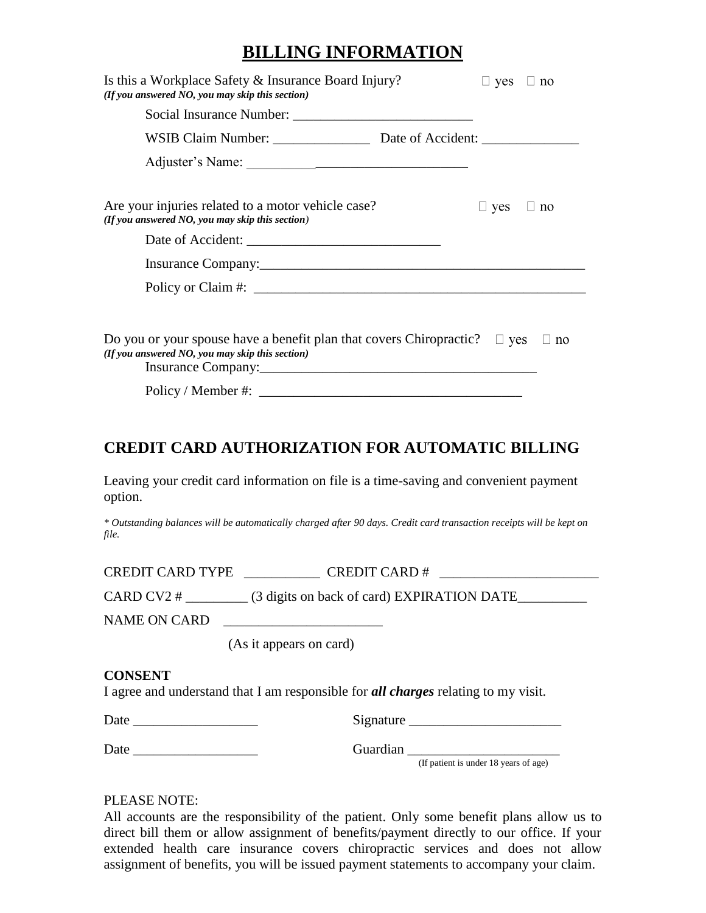# BILLING INFORMATION

Is this a Workplace Safety & Insurance Board Injury? ☐ yes ☐ no
***(If you answered NO, you may skip this section)***

Social Insurance Number: _________________________

WSIB Claim Number: ______________ Date of Accident: ______________

Adjuster's Name: _________________________________

Are your injuries related to a motor vehicle case? ☐ yes ☐ no
***(If you answered NO, you may skip this section)***

Date of Accident: ____________________________

Insurance Company:________________________________________________

Policy or Claim #: ________________________________________________

Do you or your spouse have a benefit plan that covers Chiropractic? ☐ yes ☐ no
***(If you answered NO, you may skip this section)***

Insurance Company:________________________________________

Policy / Member #: ______________________________________

## CREDIT CARD AUTHORIZATION FOR AUTOMATIC BILLING

Leaving your credit card information on file is a time-saving and convenient payment option.

*\* Outstanding balances will be automatically charged after 90 days. Credit card transaction receipts will be kept on file.*

CREDIT CARD TYPE ___________ CREDIT CARD # _______________________

CARD CV2 # _________ (3 digits on back of card) EXPIRATION DATE__________

NAME ON CARD _______________________

(As it appears on card)

**CONSENT**

I agree and understand that I am responsible for ***all charges*** relating to my visit.

Date __________________ Signature ______________________

Date __________________ Guardian ______________________
(If patient is under 18 years of age)

PLEASE NOTE:

All accounts are the responsibility of the patient. Only some benefit plans allow us to direct bill them or allow assignment of benefits/payment directly to our office. If your extended health care insurance covers chiropractic services and does not allow assignment of benefits, you will be issued payment statements to accompany your claim.